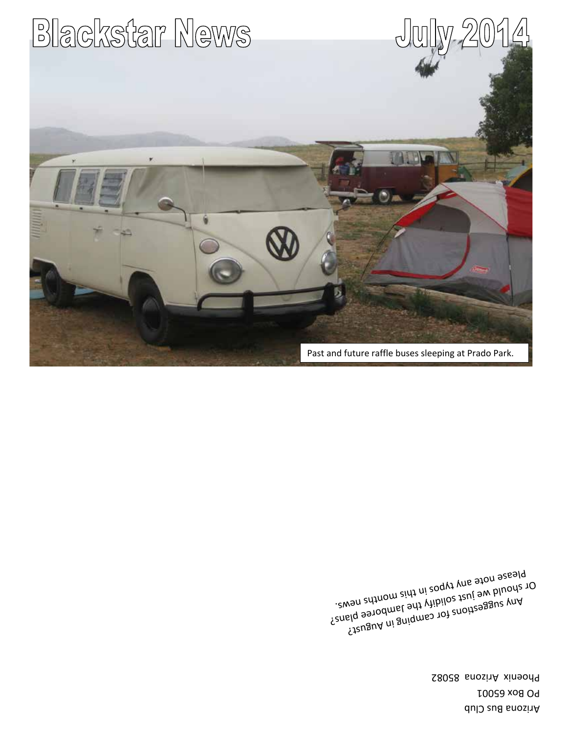# Blackstar News July 2014

Past and future raffle buses sleeping at Prado Park.

Any suggestions for camping in August?
Or should we just solidify the Jamboree plans?
Please note any typos in this months news.

Arizona Bus Club
PO Box 65001
Phoenix Arizona 85082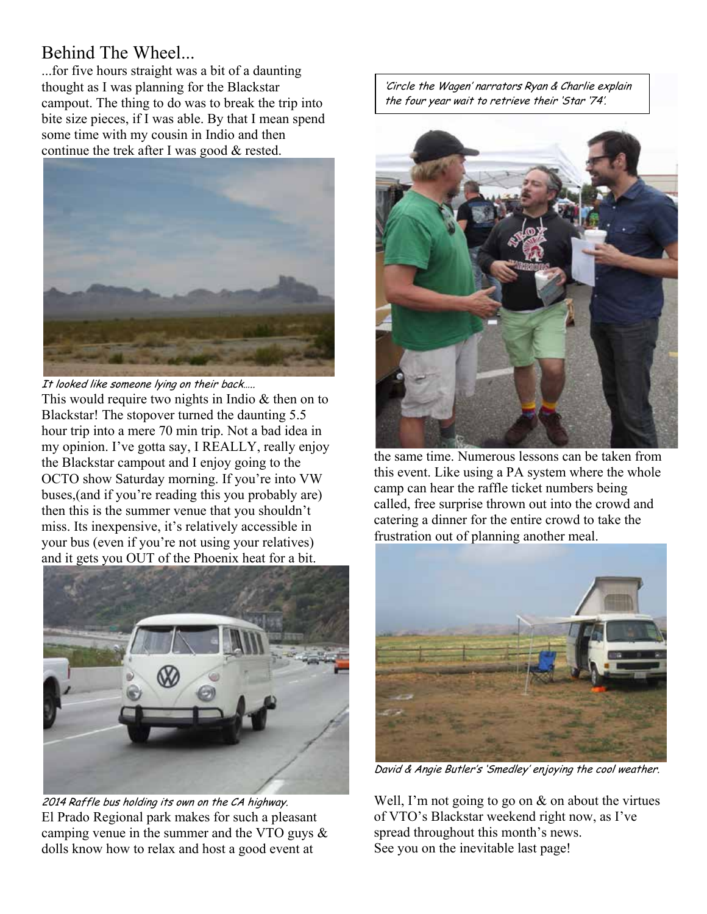# Behind The Wheel...

...for five hours straight was a bit of a daunting thought as I was planning for the Blackstar campout. The thing to do was to break the trip into bite size pieces, if I was able. By that I mean spend some time with my cousin in Indio and then continue the trek after I was good & rested.

*It looked like someone lying on their back…..*

This would require two nights in Indio & then on to Blackstar! The stopover turned the daunting 5.5 hour trip into a mere 70 min trip. Not a bad idea in my opinion. I've gotta say, I REALLY, really enjoy the Blackstar campout and I enjoy going to the OCTO show Saturday morning. If you're into VW buses,(and if you're reading this you probably are) then this is the summer venue that you shouldn't miss. Its inexpensive, it's relatively accessible in your bus (even if you're not using your relatives) and it gets you OUT of the Phoenix heat for a bit.

*2014 Raffle bus holding its own on the CA highway.*

El Prado Regional park makes for such a pleasant camping venue in the summer and the VTO guys & dolls know how to relax and host a good event at the same time. Numerous lessons can be taken from this event. Like using a PA system where the whole camp can hear the raffle ticket numbers being called, free surprise thrown out into the crowd and catering a dinner for the entire crowd to take the frustration out of planning another meal.

*'Circle the Wagen' narrators Ryan & Charlie explain the four year wait to retrieve their 'Star '74'.*

*David & Angie Butler's 'Smedley' enjoying the cool weather.*

Well, I'm not going to go on & on about the virtues of VTO's Blackstar weekend right now, as I've spread throughout this month's news.
See you on the inevitable last page!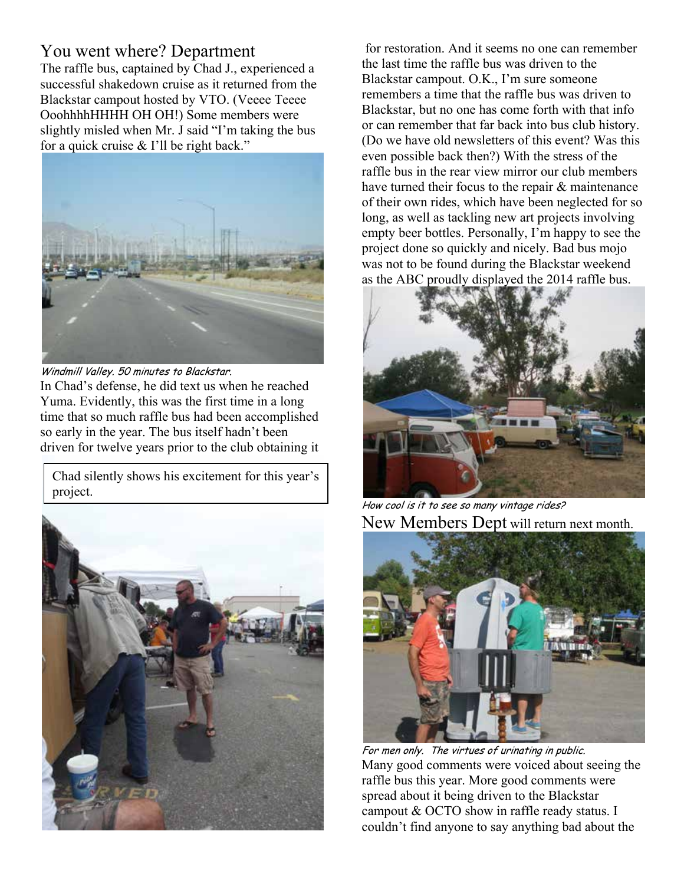## You went where? Department

The raffle bus, captained by Chad J., experienced a successful shakedown cruise as it returned from the Blackstar campout hosted by VTO. (Veeee Teeee OoohhhhHHHH OH OH!) Some members were slightly misled when Mr. J said "I'm taking the bus for a quick cruise & I'll be right back."

*Windmill Valley. 50 minutes to Blackstar.*

In Chad's defense, he did text us when he reached Yuma. Evidently, this was the first time in a long time that so much raffle bus had been accomplished so early in the year. The bus itself hadn't been driven for twelve years prior to the club obtaining it for restoration. And it seems no one can remember the last time the raffle bus was driven to the Blackstar campout. O.K., I'm sure someone remembers a time that the raffle bus was driven to Blackstar, but no one has come forth with that info or can remember that far back into bus club history. (Do we have old newsletters of this event? Was this even possible back then?) With the stress of the raffle bus in the rear view mirror our club members have turned their focus to the repair & maintenance of their own rides, which have been neglected for so long, as well as tackling new art projects involving empty beer bottles. Personally, I'm happy to see the project done so quickly and nicely. Bad bus mojo was not to be found during the Blackstar weekend as the ABC proudly displayed the 2014 raffle bus.

Chad silently shows his excitement for this year's project.

*How cool is it to see so many vintage rides?*

## New Members Dept will return next month.

*For men only. The virtues of urinating in public.*

Many good comments were voiced about seeing the raffle bus this year. More good comments were spread about it being driven to the Blackstar campout & OCTO show in raffle ready status. I couldn't find anyone to say anything bad about the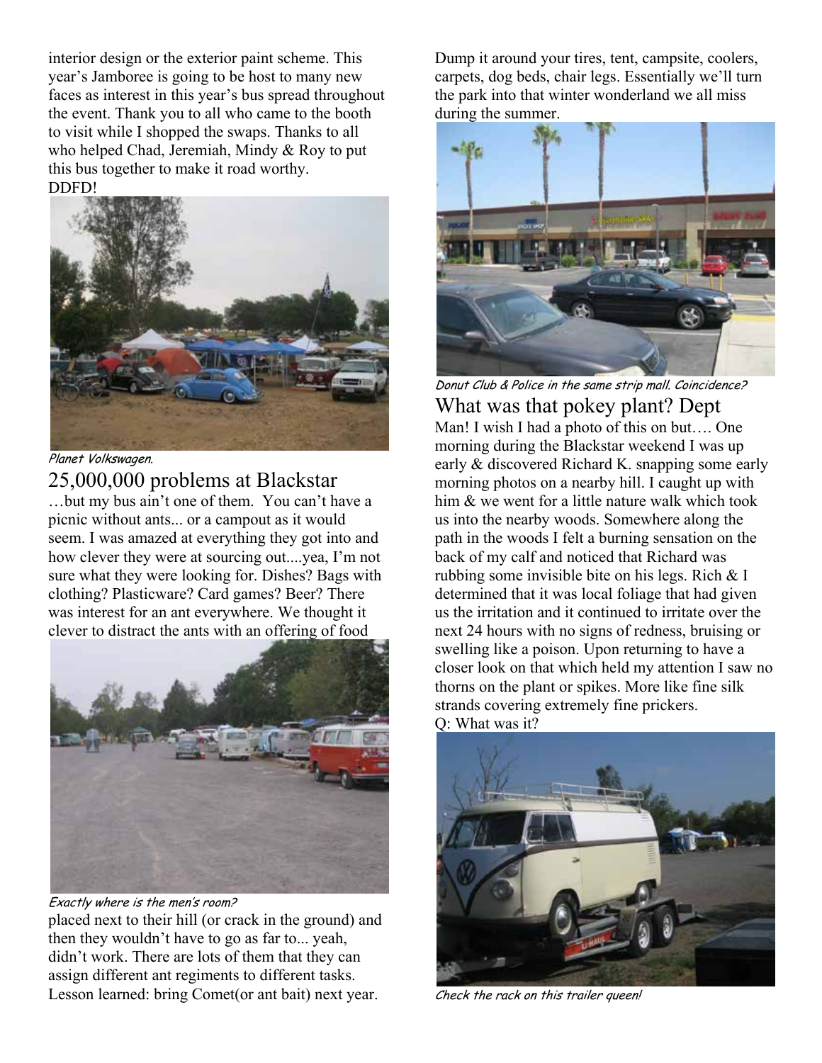interior design or the exterior paint scheme. This year's Jamboree is going to be host to many new faces as interest in this year's bus spread throughout the event. Thank you to all who came to the booth to visit while I shopped the swaps. Thanks to all who helped Chad, Jeremiah, Mindy & Roy to put this bus together to make it road worthy.
DDFD!

*Planet Volkswagen.*

## 25,000,000 problems at Blackstar

…but my bus ain't one of them. You can't have a picnic without ants... or a campout as it would seem. I was amazed at everything they got into and how clever they were at sourcing out....yea, I'm not sure what they were looking for. Dishes? Bags with clothing? Plasticware? Card games? Beer? There was interest for an ant everywhere. We thought it clever to distract the ants with an offering of food placed next to their hill (or crack in the ground) and then they wouldn't have to go as far to... yeah, didn't work. There are lots of them that they can assign different ant regiments to different tasks. Lesson learned: bring Comet(or ant bait) next year. Dump it around your tires, tent, campsite, coolers, carpets, dog beds, chair legs. Essentially we'll turn the park into that winter wonderland we all miss during the summer.

*Exactly where is the men's room?*

*Donut Club & Police in the same strip mall. Coincidence?*

## What was that pokey plant? Dept

Man! I wish I had a photo of this on but…. One morning during the Blackstar weekend I was up early & discovered Richard K. snapping some early morning photos on a nearby hill. I caught up with him & we went for a little nature walk which took us into the nearby woods. Somewhere along the path in the woods I felt a burning sensation on the back of my calf and noticed that Richard was rubbing some invisible bite on his legs. Rich & I determined that it was local foliage that had given us the irritation and it continued to irritate over the next 24 hours with no signs of redness, bruising or swelling like a poison. Upon returning to have a closer look on that which held my attention I saw no thorns on the plant or spikes. More like fine silk strands covering extremely fine prickers.
Q: What was it?

*Check the rack on this trailer queen!*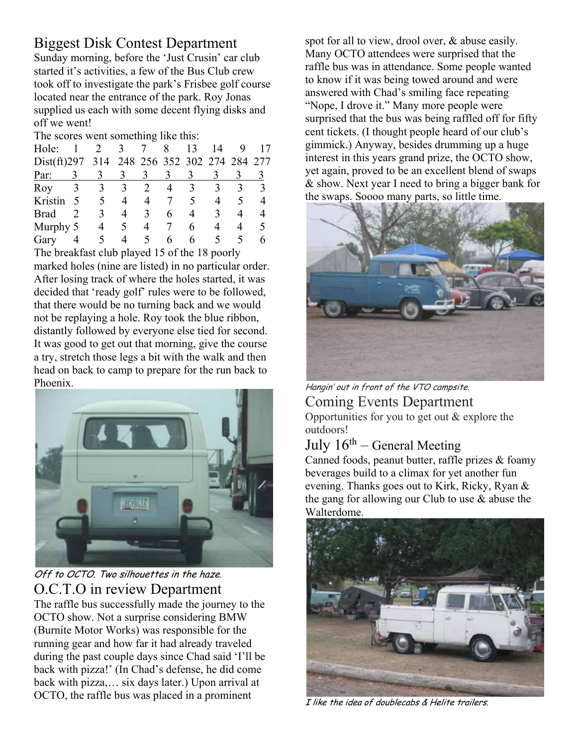## Biggest Disk Contest Department

Sunday morning, before the 'Just Crusin' car club started it's activities, a few of the Bus Club crew took off to investigate the park's Frisbee golf course located near the entrance of the park. Roy Jonas supplied us each with some decent flying disks and off we went!

The scores went something like this:

| Hole: | 1 | 2 | 3 | 7 | 8 | 13 | 14 | 9 | 17 |
|---|---|---|---|---|---|---|---|---|---|
| Dist(ft) | 297 | 314 | 248 | 256 | 352 | 302 | 274 | 284 | 277 |
| Par: | 3 | 3 | 3 | 3 | 3 | 3 | 3 | 3 | 3 |
| Roy | 3 | 3 | 3 | 2 | 4 | 3 | 3 | 3 | 3 |
| Kristin | 5 | 5 | 4 | 4 | 7 | 5 | 4 | 5 | 4 |
| Brad | 2 | 3 | 4 | 3 | 6 | 4 | 3 | 4 | 4 |
| Murphy | 5 | 4 | 5 | 4 | 7 | 6 | 4 | 4 | 5 |
| Gary | 4 | 5 | 4 | 5 | 6 | 6 | 5 | 5 | 6 |

The breakfast club played 15 of the 18 poorly marked holes (nine are listed) in no particular order. After losing track of where the holes started, it was decided that 'ready golf' rules were to be followed, that there would be no turning back and we would not be replaying a hole. Roy took the blue ribbon, distantly followed by everyone else tied for second. It was good to get out that morning, give the course a try, stretch those legs a bit with the walk and then head on back to camp to prepare for the run back to Phoenix.

*Off to OCTO. Two silhouettes in the haze.*

## O.C.T.O in review Department

The raffle bus successfully made the journey to the OCTO show. Not a surprise considering BMW (Burnite Motor Works) was responsible for the running gear and how far it had already traveled during the past couple days since Chad said 'I'll be back with pizza!' (In Chad's defense, he did come back with pizza,… six days later.) Upon arrival at OCTO, the raffle bus was placed in a prominent spot for all to view, drool over, & abuse easily. Many OCTO attendees were surprised that the raffle bus was in attendance. Some people wanted to know if it was being towed around and were answered with Chad's smiling face repeating "Nope, I drove it." Many more people were surprised that the bus was being raffled off for fifty cent tickets. (I thought people heard of our club's gimmick.) Anyway, besides drumming up a huge interest in this years grand prize, the OCTO show, yet again, proved to be an excellent blend of swaps & show. Next year I need to bring a bigger bank for the swaps. Soooo many parts, so little time.

*Hangin' out in front of the VTO campsite.*

## Coming Events Department

Opportunities for you to get out & explore the outdoors!

### July 16th – General Meeting

Canned foods, peanut butter, raffle prizes & foamy beverages build to a climax for yet another fun evening. Thanks goes out to Kirk, Ricky, Ryan & the gang for allowing our Club to use & abuse the Walterdome.

*I like the idea of doublecabs & Helite trailers.*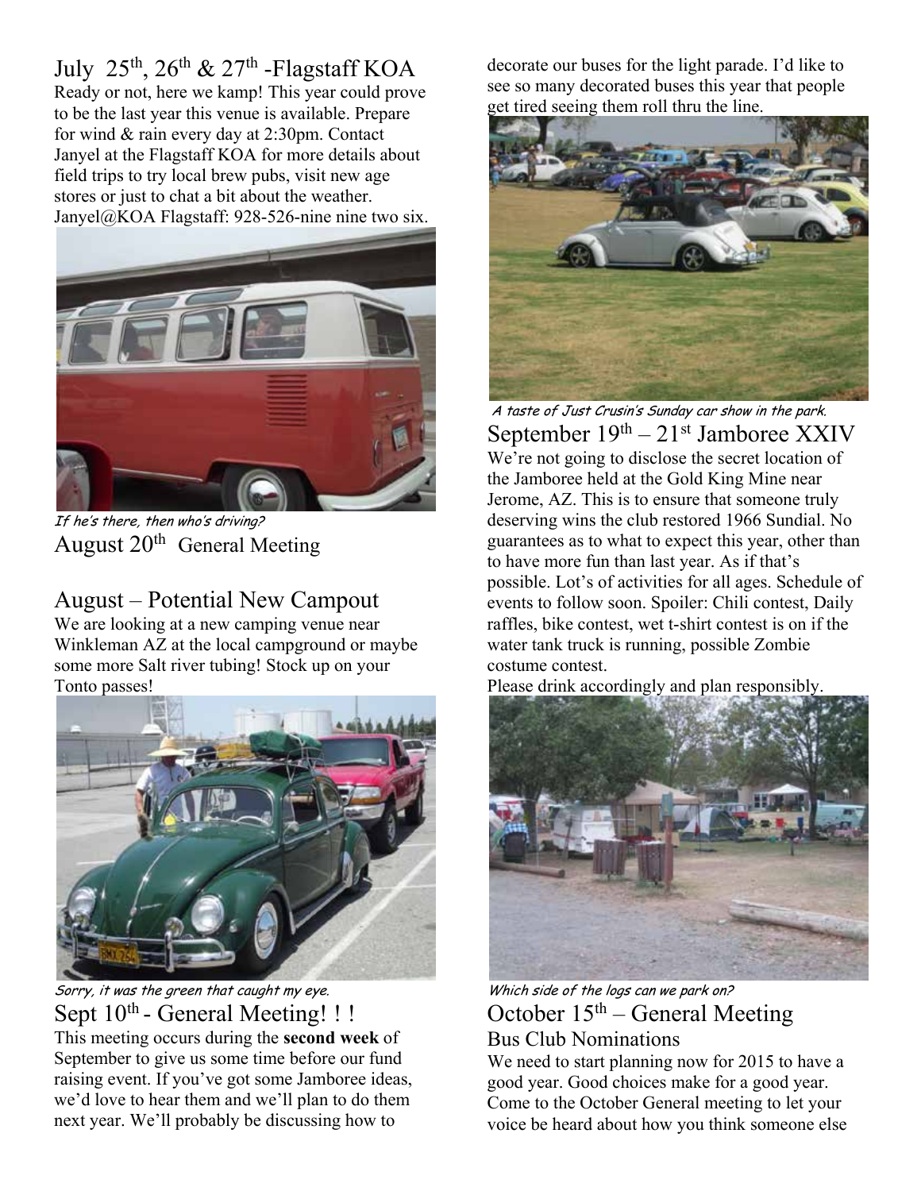## July 25th, 26th & 27th - Flagstaff KOA

Ready or not, here we kamp! This year could prove to be the last year this venue is available. Prepare for wind & rain every day at 2:30pm. Contact Janyel at the Flagstaff KOA for more details about field trips to try local brew pubs, visit new age stores or just to chat a bit about the weather. Janyel@KOA Flagstaff: 928-526-nine nine two six.

*If he's there, then who's driving?*

## August 20th General Meeting

## August – Potential New Campout

We are looking at a new camping venue near Winkleman AZ at the local campground or maybe some more Salt river tubing! Stock up on your Tonto passes!

*Sorry, it was the green that caught my eye.*

## Sept 10th - General Meeting! ! !

This meeting occurs during the **second week** of September to give us some time before our fund raising event. If you've got some Jamboree ideas, we'd love to hear them and we'll plan to do them next year. We'll probably be discussing how to decorate our buses for the light parade. I'd like to see so many decorated buses this year that people get tired seeing them roll thru the line.

*A taste of Just Crusin's Sunday car show in the park.*

## September 19th – 21st Jamboree XXIV

We're not going to disclose the secret location of the Jamboree held at the Gold King Mine near Jerome, AZ. This is to ensure that someone truly deserving wins the club restored 1966 Sundial. No guarantees as to what to expect this year, other than to have more fun than last year. As if that's possible. Lot's of activities for all ages. Schedule of events to follow soon. Spoiler: Chili contest, Daily raffles, bike contest, wet t-shirt contest is on if the water tank truck is running, possible Zombie costume contest.

Please drink accordingly and plan responsibly.

*Which side of the logs can we park on?*

## October 15th – General Meeting

### Bus Club Nominations

We need to start planning now for 2015 to have a good year. Good choices make for a good year. Come to the October General meeting to let your voice be heard about how you think someone else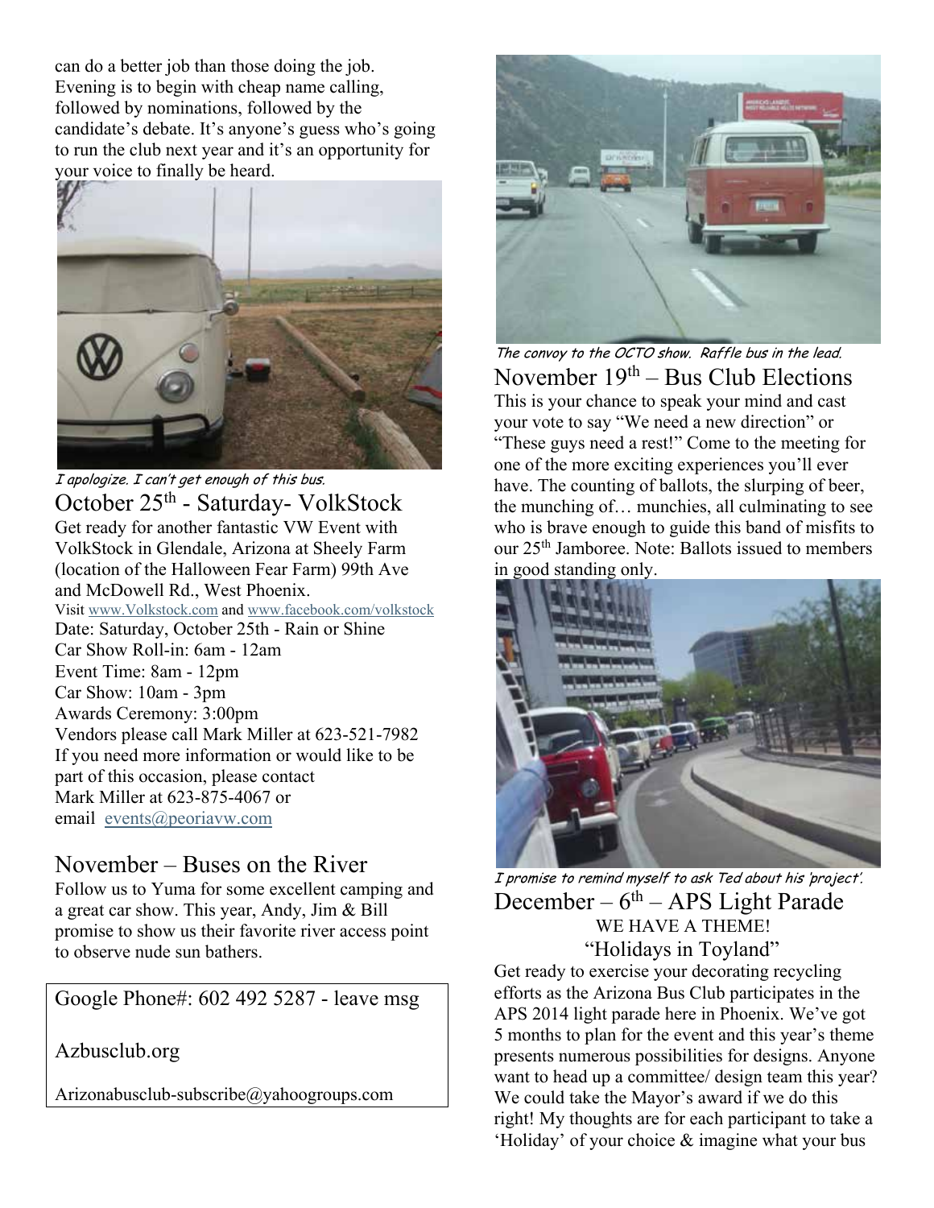can do a better job than those doing the job. Evening is to begin with cheap name calling, followed by nominations, followed by the candidate's debate. It's anyone's guess who's going to run the club next year and it's an opportunity for your voice to finally be heard.

*I apologize. I can't get enough of this bus.*

## October 25th - Saturday- VolkStock

Get ready for another fantastic VW Event with VolkStock in Glendale, Arizona at Sheely Farm (location of the Halloween Fear Farm) 99th Ave and McDowell Rd., West Phoenix.

Visit www.Volkstock.com and www.facebook.com/volkstock

Date: Saturday, October 25th - Rain or Shine
Car Show Roll-in: 6am - 12am
Event Time: 8am - 12pm
Car Show: 10am - 3pm
Awards Ceremony: 3:00pm
Vendors please call Mark Miller at 623-521-7982
If you need more information or would like to be part of this occasion, please contact
Mark Miller at 623-875-4067 or
email events@peoriavw.com

## November – Buses on the River

Follow us to Yuma for some excellent camping and a great car show. This year, Andy, Jim & Bill promise to show us their favorite river access point to observe nude sun bathers.

Google Phone#: 602 492 5287 - leave msg

Azbusclub.org

Arizonabusclub-subscribe@yahoogroups.com

*The convoy to the OCTO show. Raffle bus in the lead.*

## November 19th – Bus Club Elections

This is your chance to speak your mind and cast your vote to say "We need a new direction" or "These guys need a rest!" Come to the meeting for one of the more exciting experiences you'll ever have. The counting of ballots, the slurping of beer, the munching of… munchies, all culminating to see who is brave enough to guide this band of misfits to our 25th Jamboree. Note: Ballots issued to members in good standing only.

*I promise to remind myself to ask Ted about his 'project'.*

## December – 6th – APS Light Parade

WE HAVE A THEME!

"Holidays in Toyland"

Get ready to exercise your decorating recycling efforts as the Arizona Bus Club participates in the APS 2014 light parade here in Phoenix. We've got 5 months to plan for the event and this year's theme presents numerous possibilities for designs. Anyone want to head up a committee/ design team this year? We could take the Mayor's award if we do this right! My thoughts are for each participant to take a 'Holiday' of your choice & imagine what your bus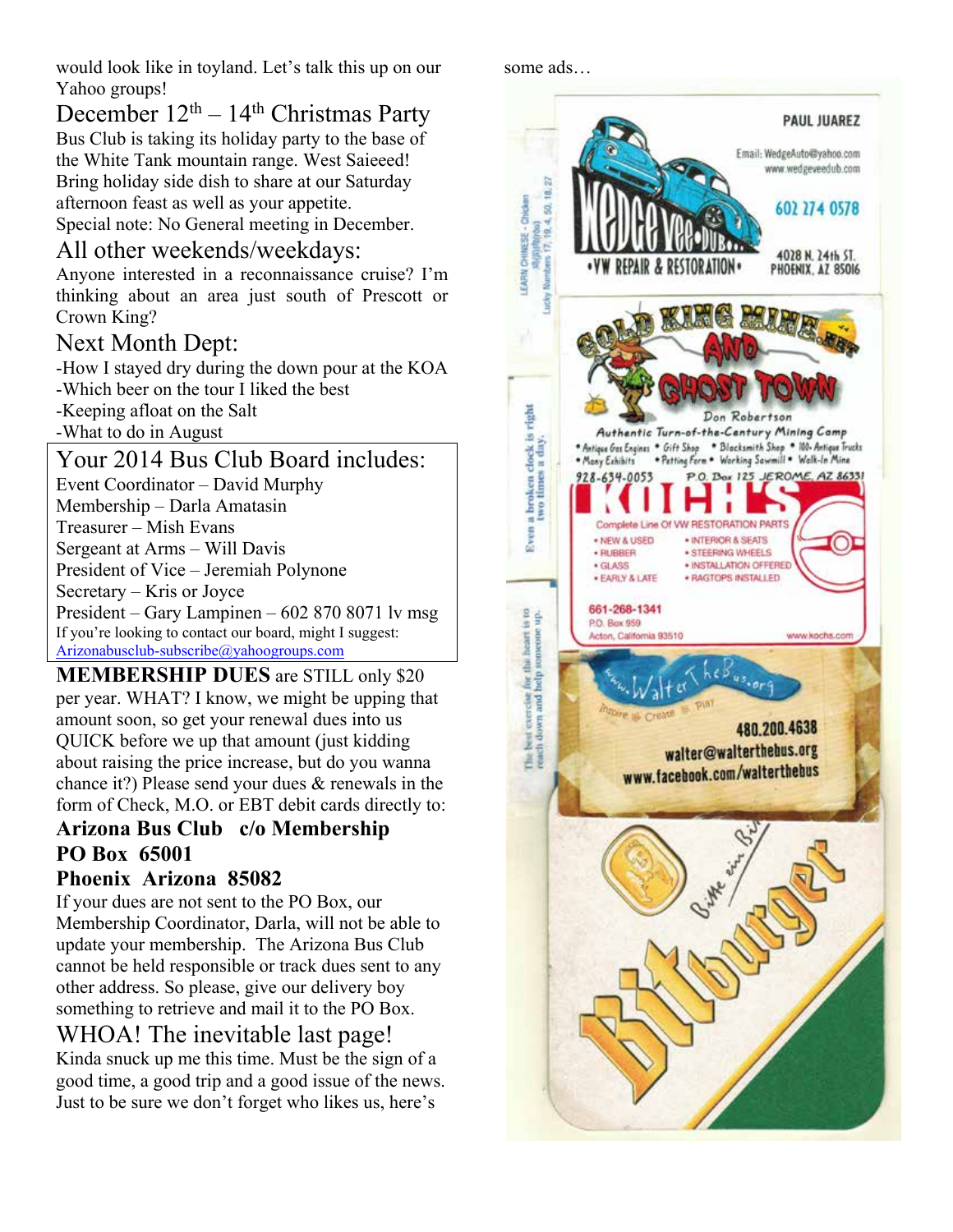would look like in toyland. Let's talk this up on our Yahoo groups!

## December 12th – 14th Christmas Party

Bus Club is taking its holiday party to the base of the White Tank mountain range. West Saieeed! Bring holiday side dish to share at our Saturday afternoon feast as well as your appetite.

Special note: No General meeting in December.

## All other weekends/weekdays:

Anyone interested in a reconnaissance cruise? I'm thinking about an area just south of Prescott or Crown King?

## Next Month Dept:

- -How I stayed dry during the down pour at the KOA
- -Which beer on the tour I liked the best
- -Keeping afloat on the Salt
- -What to do in August

## Your 2014 Bus Club Board includes:

Event Coordinator – David Murphy
Membership – Darla Amatasin
Treasurer – Mish Evans
Sergeant at Arms – Will Davis
President of Vice – Jeremiah Polynone
Secretary – Kris or Joyce
President – Gary Lampinen – 602 870 8071 lv msg

If you're looking to contact our board, might I suggest:
Arizonabusclub-subscribe@yahoogroups.com

**MEMBERSHIP DUES** are STILL only $20 per year. WHAT? I know, we might be upping that amount soon, so get your renewal dues into us QUICK before we up that amount (just kidding about raising the price increase, but do you wanna chance it?) Please send your dues & renewals in the form of Check, M.O. or EBT debit cards directly to:

**Arizona Bus Club c/o Membership**
**PO Box 65001**
**Phoenix Arizona 85082**

If your dues are not sent to the PO Box, our Membership Coordinator, Darla, will not be able to update your membership. The Arizona Bus Club cannot be held responsible or track dues sent to any other address. So please, give our delivery boy something to retrieve and mail it to the PO Box.

## WHOA! The inevitable last page!

Kinda snuck up me this time. Must be the sign of a good time, a good trip and a good issue of the news. Just to be sure we don't forget who likes us, here's some ads…

PAUL JUAREZ
Email: WedgeAuto@yahoo.com
www.wedgeveedub.com
602 274 0578
WedgeVeeDub
•VW REPAIR & RESTORATION•
4028 N. 24th ST.
PHOENIX, AZ 85016

GOLD KING MINE AND GHOST TOWN
Don Robertson
Authentic Turn-of-the-Century Mining Camp
• Antique Gas Engines • Gift Shop • Blacksmith Shop • 100+ Antique Trucks
• Many Exhibits • Petting Farm • Working Sawmill • Walk-In Mine
928-634-0053 P.O. Box 125 JEROME, AZ 86331

KOCH'S
Complete Line Of VW RESTORATION PARTS
• NEW & USED • INTERIOR & SEATS
• RUBBER • STEERING WHEELS
• GLASS • INSTALLATION OFFERED
• EARLY & LATE • RAGTOPS INSTALLED
661-268-1341
P.O. Box 959
Acton, California 93510
www.kochs.com

www.WalterTheBus.org
Inspire ● Create ● Play
480.200.4638
walter@walterthebus.org
www.facebook.com/walterthebus

Bitburger
Bitte ein Bit

LEARN CHINESE - Chicken
Lucky Numbers 17, 19, 4, 50, 18, 27

Even a broken clock is right two times a day.

The best exercise for the heart is to reach down and help someone up.